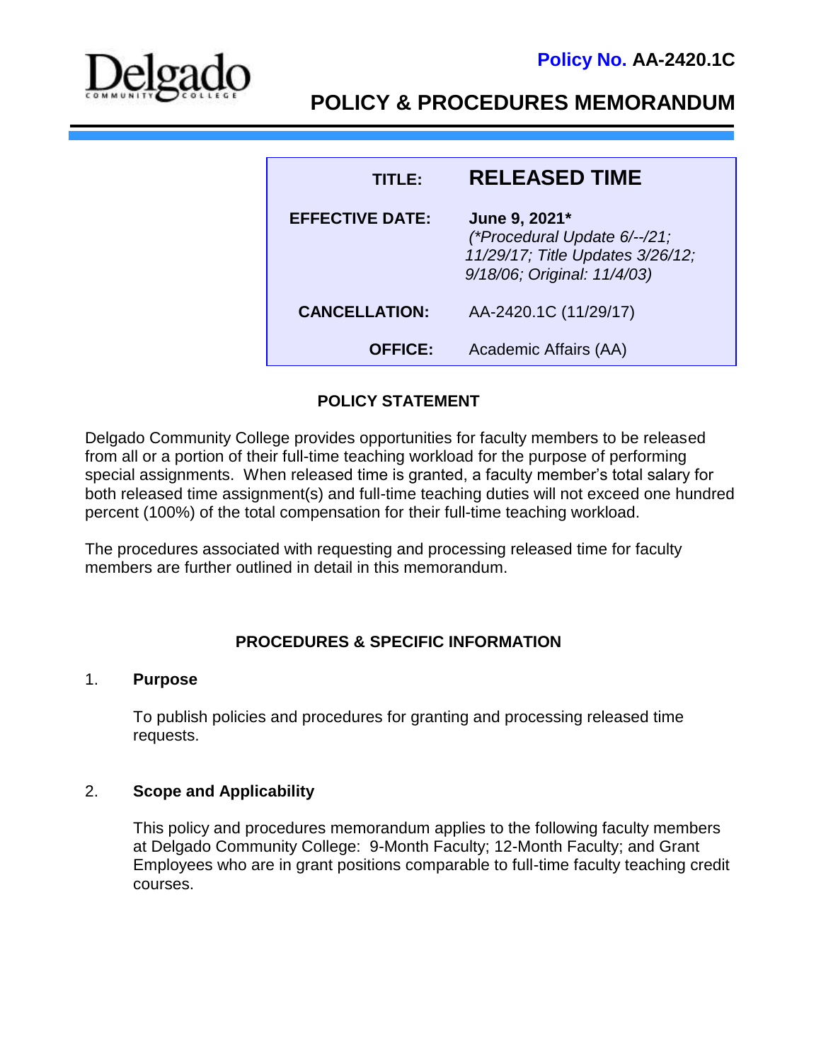Delgado COMMUNITY COLLEGE

**Policy No. AA-2420.1C**

# POLICY & PROCEDURES MEMORANDUM

| | |
|---|---|
| **TITLE:** | **RELEASED TIME** |
| **EFFECTIVE DATE:** | **June 9, 2021*** *(*Procedural Update 6/--/21; 11/29/17; Title Updates 3/26/12; 9/18/06; Original: 11/4/03)* |
| **CANCELLATION:** | AA-2420.1C (11/29/17) |
| **OFFICE:** | Academic Affairs (AA) |

## POLICY STATEMENT

Delgado Community College provides opportunities for faculty members to be released from all or a portion of their full-time teaching workload for the purpose of performing special assignments. When released time is granted, a faculty member's total salary for both released time assignment(s) and full-time teaching duties will not exceed one hundred percent (100%) of the total compensation for their full-time teaching workload.

The procedures associated with requesting and processing released time for faculty members are further outlined in detail in this memorandum.

## PROCEDURES & SPECIFIC INFORMATION

### 1. Purpose

To publish policies and procedures for granting and processing released time requests.

### 2. Scope and Applicability

This policy and procedures memorandum applies to the following faculty members at Delgado Community College: 9-Month Faculty; 12-Month Faculty; and Grant Employees who are in grant positions comparable to full-time faculty teaching credit courses.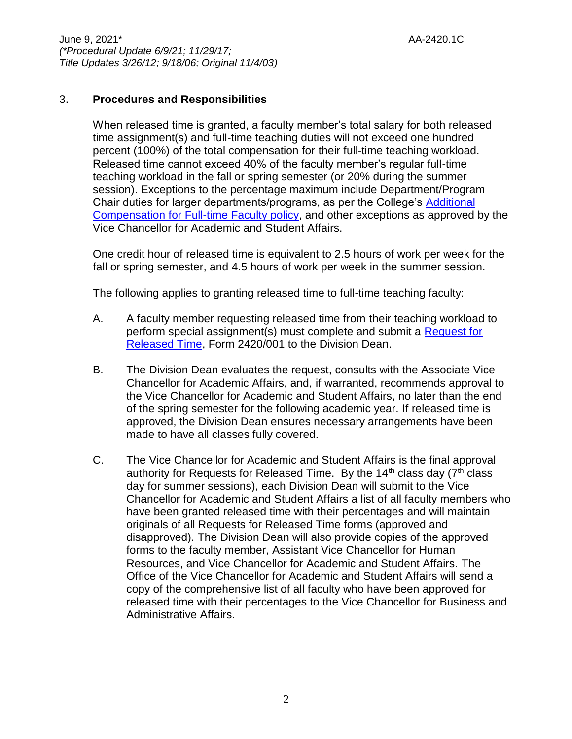## 3. **Procedures and Responsibilities**

When released time is granted, a faculty member's total salary for both released time assignment(s) and full-time teaching duties will not exceed one hundred percent (100%) of the total compensation for their full-time teaching workload. Released time cannot exceed 40% of the faculty member's regular full-time teaching workload in the fall or spring semester (or 20% during the summer session). Exceptions to the percentage maximum include Department/Program Chair duties for larger departments/programs, as per the College's Additional Compensation for Full-time Faculty policy, and other exceptions as approved by the Vice Chancellor for Academic and Student Affairs.

One credit hour of released time is equivalent to 2.5 hours of work per week for the fall or spring semester, and 4.5 hours of work per week in the summer session.

The following applies to granting released time to full-time teaching faculty:

A. A faculty member requesting released time from their teaching workload to perform special assignment(s) must complete and submit a Request for Released Time, Form 2420/001 to the Division Dean.

B. The Division Dean evaluates the request, consults with the Associate Vice Chancellor for Academic Affairs, and, if warranted, recommends approval to the Vice Chancellor for Academic and Student Affairs, no later than the end of the spring semester for the following academic year. If released time is approved, the Division Dean ensures necessary arrangements have been made to have all classes fully covered.

C. The Vice Chancellor for Academic and Student Affairs is the final approval authority for Requests for Released Time. By the 14th class day (7th class day for summer sessions), each Division Dean will submit to the Vice Chancellor for Academic and Student Affairs a list of all faculty members who have been granted released time with their percentages and will maintain originals of all Requests for Released Time forms (approved and disapproved). The Division Dean will also provide copies of the approved forms to the faculty member, Assistant Vice Chancellor for Human Resources, and Vice Chancellor for Academic and Student Affairs. The Office of the Vice Chancellor for Academic and Student Affairs will send a copy of the comprehensive list of all faculty who have been approved for released time with their percentages to the Vice Chancellor for Business and Administrative Affairs.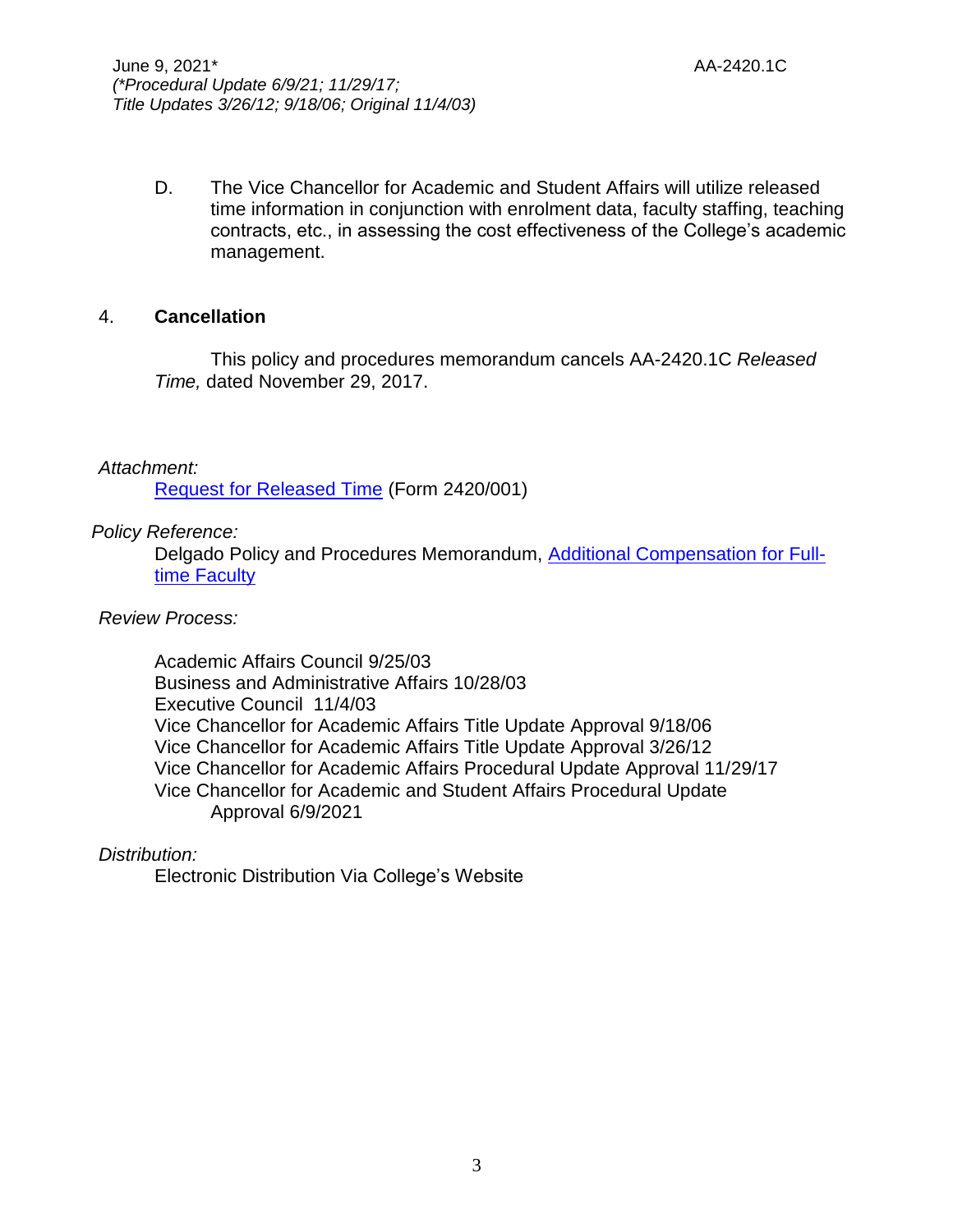D. The Vice Chancellor for Academic and Student Affairs will utilize released time information in conjunction with enrolment data, faculty staffing, teaching contracts, etc., in assessing the cost effectiveness of the College's academic management.

## 4. **Cancellation**

This policy and procedures memorandum cancels AA-2420.1C *Released Time,* dated November 29, 2017.

*Attachment:*

Request for Released Time (Form 2420/001)

*Policy Reference:*

Delgado Policy and Procedures Memorandum, Additional Compensation for Full-time Faculty

*Review Process:*

Academic Affairs Council 9/25/03
Business and Administrative Affairs 10/28/03
Executive Council 11/4/03
Vice Chancellor for Academic Affairs Title Update Approval 9/18/06
Vice Chancellor for Academic Affairs Title Update Approval 3/26/12
Vice Chancellor for Academic Affairs Procedural Update Approval 11/29/17
Vice Chancellor for Academic and Student Affairs Procedural Update Approval 6/9/2021

*Distribution:*

Electronic Distribution Via College's Website